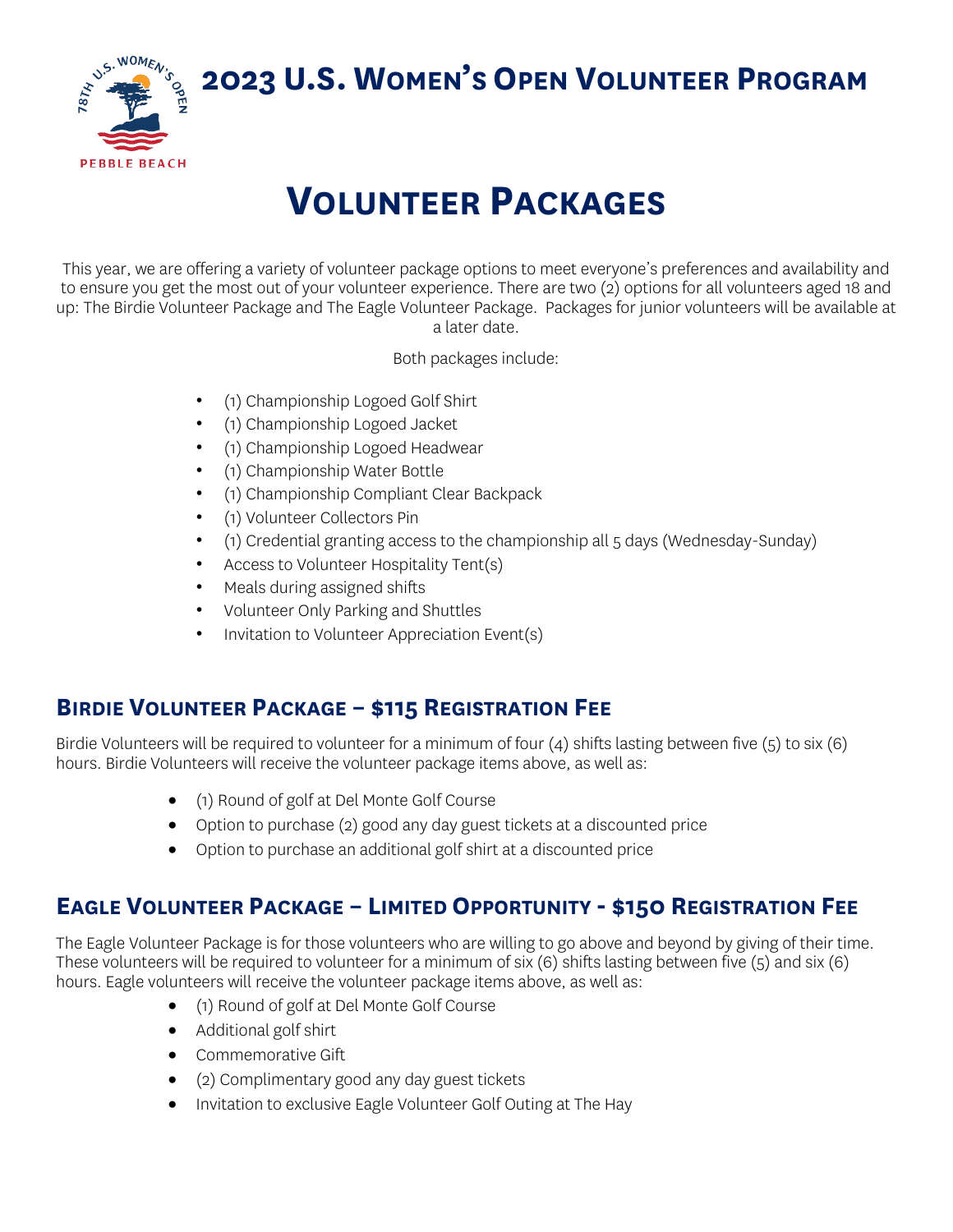# 2023 U.S. Women's Open Volunteer Program

# Volunteer Packages

This year, we are offering a variety of volunteer package options to meet everyone's preferences and availability and to ensure you get the most out of your volunteer experience. There are two (2) options for all volunteers aged 18 and up: The Birdie Volunteer Package and The Eagle Volunteer Package. Packages for junior volunteers will be available at a later date.

Both packages include:

- (1) Championship Logoed Golf Shirt
- (1) Championship Logoed Jacket
- (1) Championship Logoed Headwear
- (1) Championship Water Bottle
- (1) Championship Compliant Clear Backpack
- (1) Volunteer Collectors Pin
- (1) Credential granting access to the championship all 5 days (Wednesday-Sunday)
- Access to Volunteer Hospitality Tent(s)
- Meals during assigned shifts
- Volunteer Only Parking and Shuttles
- Invitation to Volunteer Appreciation Event(s)

## Birdie Volunteer Package – $115 Registration Fee

Birdie Volunteers will be required to volunteer for a minimum of four (4) shifts lasting between five (5) to six (6) hours. Birdie Volunteers will receive the volunteer package items above, as well as:

- (1) Round of golf at Del Monte Golf Course
- Option to purchase (2) good any day guest tickets at a discounted price
- Option to purchase an additional golf shirt at a discounted price

## Eagle Volunteer Package – Limited Opportunity - $150 Registration Fee

The Eagle Volunteer Package is for those volunteers who are willing to go above and beyond by giving of their time. These volunteers will be required to volunteer for a minimum of six (6) shifts lasting between five (5) and six (6) hours. Eagle volunteers will receive the volunteer package items above, as well as:

- (1) Round of golf at Del Monte Golf Course
- Additional golf shirt
- Commemorative Gift
- (2) Complimentary good any day guest tickets
- Invitation to exclusive Eagle Volunteer Golf Outing at The Hay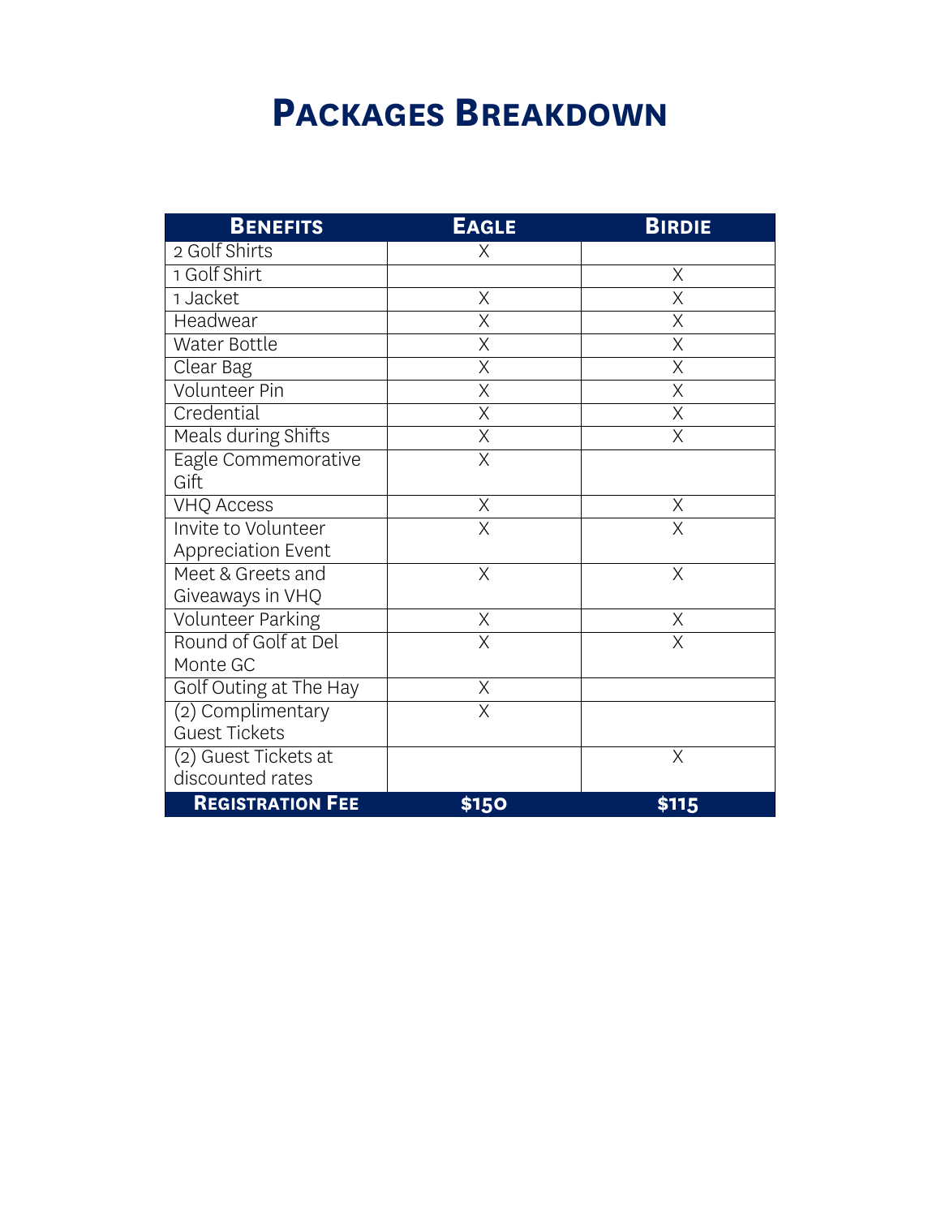# Packages Breakdown

| Benefits | Eagle | Birdie |
|---|---|---|
| 2 Golf Shirts | X | |
| 1 Golf Shirt | | X |
| 1 Jacket | X | X |
| Headwear | X | X |
| Water Bottle | X | X |
| Clear Bag | X | X |
| Volunteer Pin | X | X |
| Credential | X | X |
| Meals during Shifts | X | X |
| Eagle Commemorative Gift | X | |
| VHQ Access | X | X |
| Invite to Volunteer Appreciation Event | X | X |
| Meet & Greets and Giveaways in VHQ | X | X |
| Volunteer Parking | X | X |
| Round of Golf at Del Monte GC | X | X |
| Golf Outing at The Hay | X | |
| (2) Complimentary Guest Tickets | X | |
| (2) Guest Tickets at discounted rates | | X |
| **Registration Fee** | **$150** | **$115** |